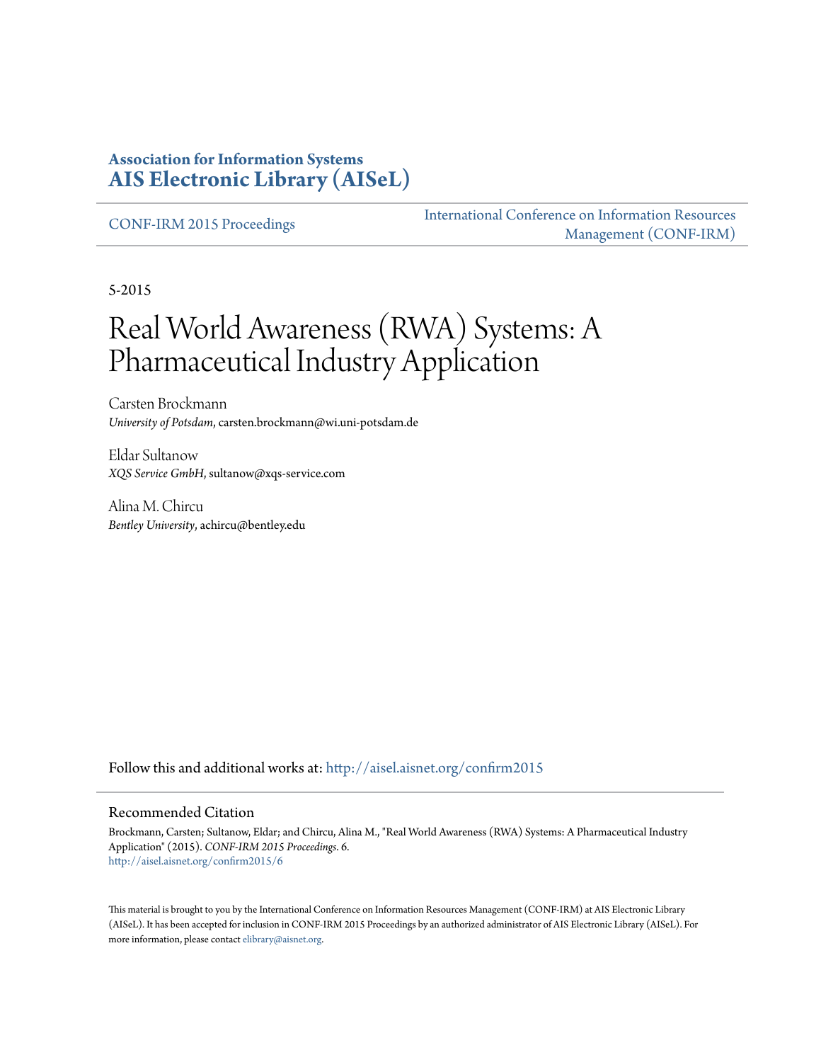**Association for Information Systems**
**AIS Electronic Library (AISeL)**

CONF-IRM 2015 Proceedings

International Conference on Information Resources Management (CONF-IRM)

5-2015

# Real World Awareness (RWA) Systems: A Pharmaceutical Industry Application

Carsten Brockmann
*University of Potsdam*, carsten.brockmann@wi.uni-potsdam.de

Eldar Sultanow
*XQS Service GmbH*, sultanow@xqs-service.com

Alina M. Chircu
*Bentley University*, achircu@bentley.edu

Follow this and additional works at: http://aisel.aisnet.org/confirm2015

## Recommended Citation

Brockmann, Carsten; Sultanow, Eldar; and Chircu, Alina M., "Real World Awareness (RWA) Systems: A Pharmaceutical Industry Application" (2015). *CONF-IRM 2015 Proceedings*. 6.
http://aisel.aisnet.org/confirm2015/6

This material is brought to you by the International Conference on Information Resources Management (CONF-IRM) at AIS Electronic Library (AISeL). It has been accepted for inclusion in CONF-IRM 2015 Proceedings by an authorized administrator of AIS Electronic Library (AISeL). For more information, please contact elibrary@aisnet.org.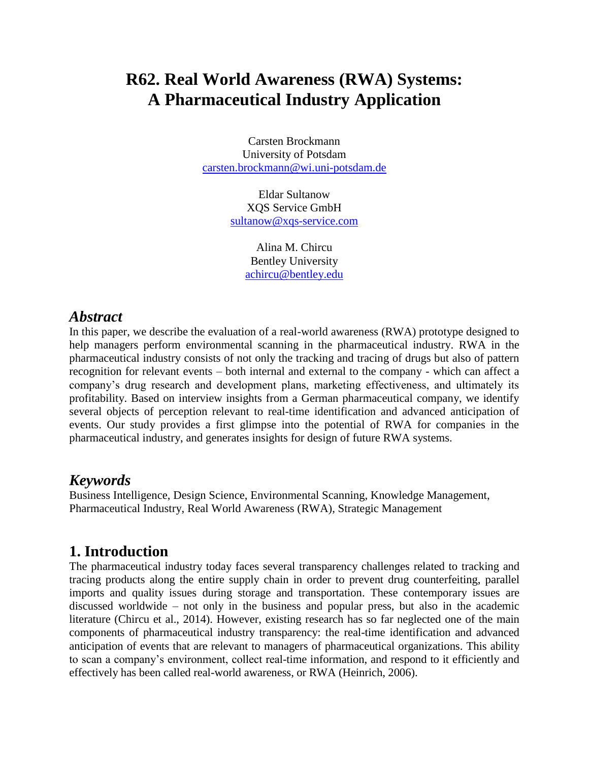# R62. Real World Awareness (RWA) Systems: A Pharmaceutical Industry Application

Carsten Brockmann
University of Potsdam
carsten.brockmann@wi.uni-potsdam.de

Eldar Sultanow
XQS Service GmbH
sultanow@xqs-service.com

Alina M. Chircu
Bentley University
achircu@bentley.edu

## *Abstract*

In this paper, we describe the evaluation of a real-world awareness (RWA) prototype designed to help managers perform environmental scanning in the pharmaceutical industry. RWA in the pharmaceutical industry consists of not only the tracking and tracing of drugs but also of pattern recognition for relevant events – both internal and external to the company - which can affect a company's drug research and development plans, marketing effectiveness, and ultimately its profitability. Based on interview insights from a German pharmaceutical company, we identify several objects of perception relevant to real-time identification and advanced anticipation of events. Our study provides a first glimpse into the potential of RWA for companies in the pharmaceutical industry, and generates insights for design of future RWA systems.

## *Keywords*

Business Intelligence, Design Science, Environmental Scanning, Knowledge Management, Pharmaceutical Industry, Real World Awareness (RWA), Strategic Management

## 1. Introduction

The pharmaceutical industry today faces several transparency challenges related to tracking and tracing products along the entire supply chain in order to prevent drug counterfeiting, parallel imports and quality issues during storage and transportation. These contemporary issues are discussed worldwide – not only in the business and popular press, but also in the academic literature (Chircu et al., 2014). However, existing research has so far neglected one of the main components of pharmaceutical industry transparency: the real-time identification and advanced anticipation of events that are relevant to managers of pharmaceutical organizations. This ability to scan a company's environment, collect real-time information, and respond to it efficiently and effectively has been called real-world awareness, or RWA (Heinrich, 2006).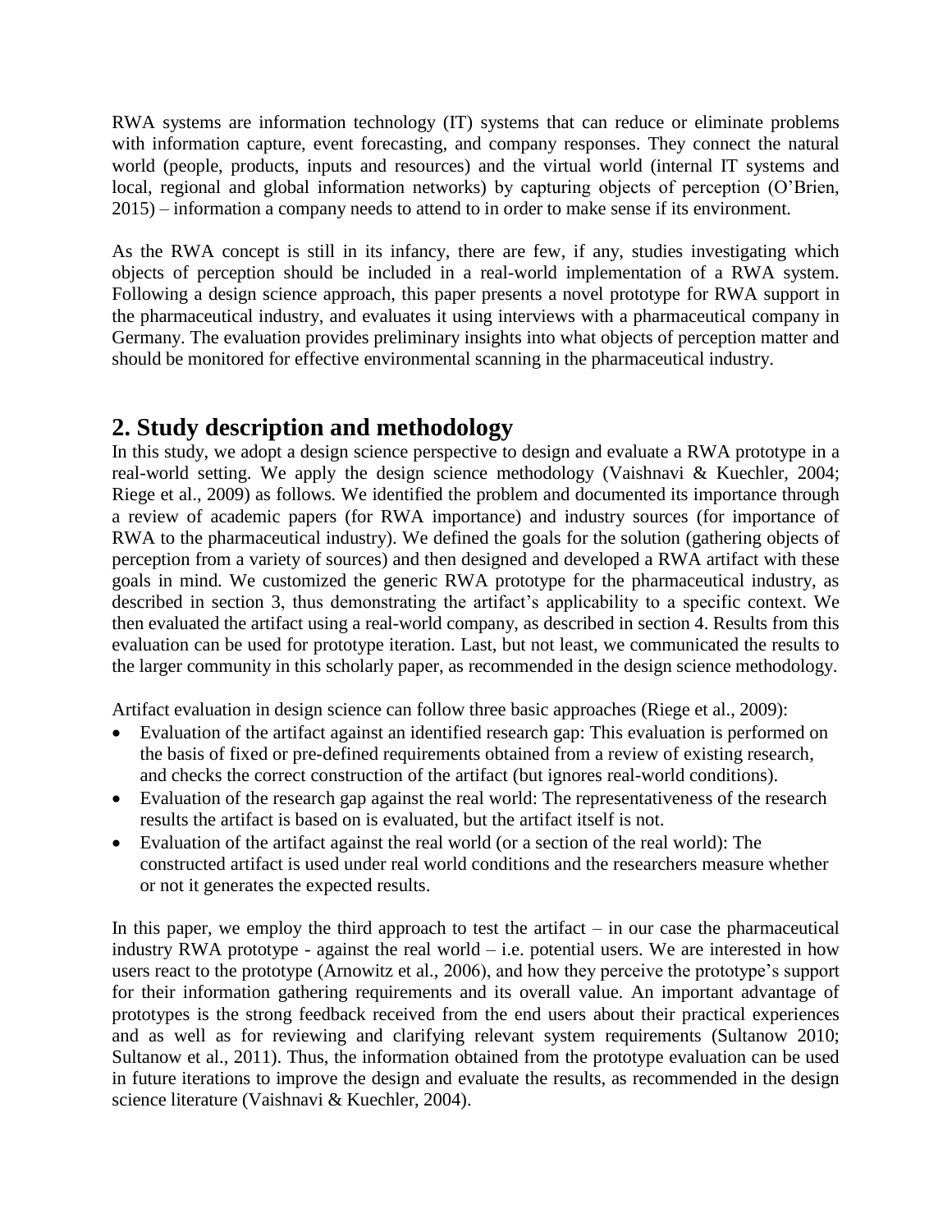RWA systems are information technology (IT) systems that can reduce or eliminate problems with information capture, event forecasting, and company responses. They connect the natural world (people, products, inputs and resources) and the virtual world (internal IT systems and local, regional and global information networks) by capturing objects of perception (O'Brien, 2015) – information a company needs to attend to in order to make sense if its environment.

As the RWA concept is still in its infancy, there are few, if any, studies investigating which objects of perception should be included in a real-world implementation of a RWA system. Following a design science approach, this paper presents a novel prototype for RWA support in the pharmaceutical industry, and evaluates it using interviews with a pharmaceutical company in Germany. The evaluation provides preliminary insights into what objects of perception matter and should be monitored for effective environmental scanning in the pharmaceutical industry.

## 2. Study description and methodology

In this study, we adopt a design science perspective to design and evaluate a RWA prototype in a real-world setting. We apply the design science methodology (Vaishnavi & Kuechler, 2004; Riege et al., 2009) as follows. We identified the problem and documented its importance through a review of academic papers (for RWA importance) and industry sources (for importance of RWA to the pharmaceutical industry). We defined the goals for the solution (gathering objects of perception from a variety of sources) and then designed and developed a RWA artifact with these goals in mind. We customized the generic RWA prototype for the pharmaceutical industry, as described in section 3, thus demonstrating the artifact's applicability to a specific context. We then evaluated the artifact using a real-world company, as described in section 4. Results from this evaluation can be used for prototype iteration. Last, but not least, we communicated the results to the larger community in this scholarly paper, as recommended in the design science methodology.

Artifact evaluation in design science can follow three basic approaches (Riege et al., 2009):

- Evaluation of the artifact against an identified research gap: This evaluation is performed on the basis of fixed or pre-defined requirements obtained from a review of existing research, and checks the correct construction of the artifact (but ignores real-world conditions).
- Evaluation of the research gap against the real world: The representativeness of the research results the artifact is based on is evaluated, but the artifact itself is not.
- Evaluation of the artifact against the real world (or a section of the real world): The constructed artifact is used under real world conditions and the researchers measure whether or not it generates the expected results.

In this paper, we employ the third approach to test the artifact – in our case the pharmaceutical industry RWA prototype - against the real world – i.e. potential users. We are interested in how users react to the prototype (Arnowitz et al., 2006), and how they perceive the prototype's support for their information gathering requirements and its overall value. An important advantage of prototypes is the strong feedback received from the end users about their practical experiences and as well as for reviewing and clarifying relevant system requirements (Sultanow 2010; Sultanow et al., 2011). Thus, the information obtained from the prototype evaluation can be used in future iterations to improve the design and evaluate the results, as recommended in the design science literature (Vaishnavi & Kuechler, 2004).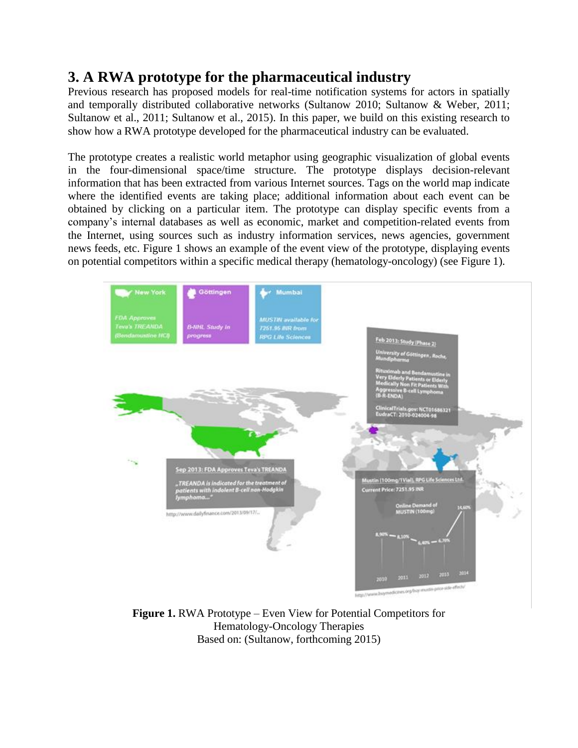## 3. A RWA prototype for the pharmaceutical industry

Previous research has proposed models for real-time notification systems for actors in spatially and temporally distributed collaborative networks (Sultanow 2010; Sultanow & Weber, 2011; Sultanow et al., 2011; Sultanow et al., 2015). In this paper, we build on this existing research to show how a RWA prototype developed for the pharmaceutical industry can be evaluated.

The prototype creates a realistic world metaphor using geographic visualization of global events in the four-dimensional space/time structure. The prototype displays decision-relevant information that has been extracted from various Internet sources. Tags on the world map indicate where the identified events are taking place; additional information about each event can be obtained by clicking on a particular item. The prototype can display specific events from a company's internal databases as well as economic, market and competition-related events from the Internet, using sources such as industry information services, news agencies, government news feeds, etc. Figure 1 shows an example of the event view of the prototype, displaying events on potential competitors within a specific medical therapy (hematology-oncology) (see Figure 1).

**Figure 1.** RWA Prototype – Even View for Potential Competitors for Hematology-Oncology Therapies
Based on: (Sultanow, forthcoming 2015)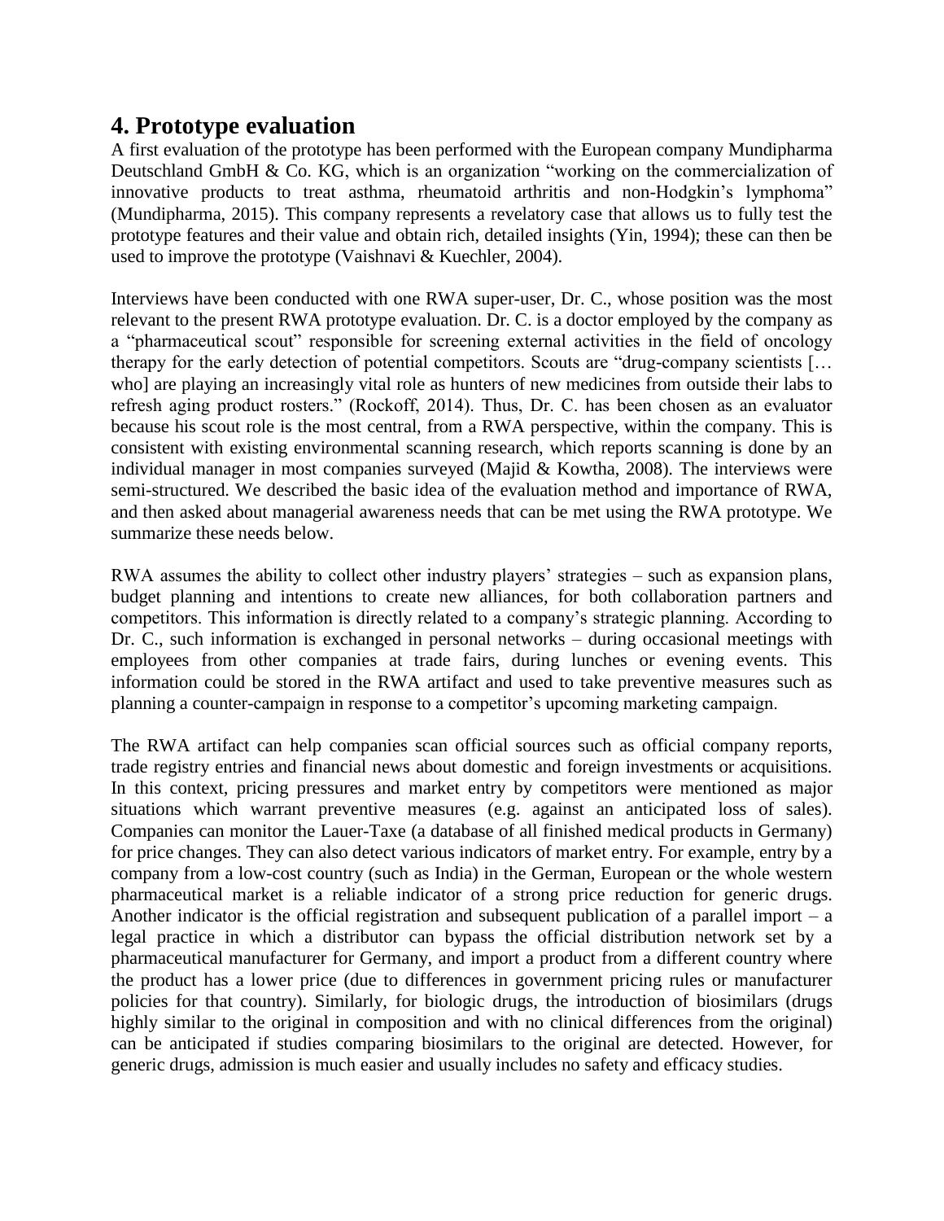## 4. Prototype evaluation

A first evaluation of the prototype has been performed with the European company Mundipharma Deutschland GmbH & Co. KG, which is an organization "working on the commercialization of innovative products to treat asthma, rheumatoid arthritis and non-Hodgkin's lymphoma" (Mundipharma, 2015). This company represents a revelatory case that allows us to fully test the prototype features and their value and obtain rich, detailed insights (Yin, 1994); these can then be used to improve the prototype (Vaishnavi & Kuechler, 2004).

Interviews have been conducted with one RWA super-user, Dr. C., whose position was the most relevant to the present RWA prototype evaluation. Dr. C. is a doctor employed by the company as a "pharmaceutical scout" responsible for screening external activities in the field of oncology therapy for the early detection of potential competitors. Scouts are "drug-company scientists [… who] are playing an increasingly vital role as hunters of new medicines from outside their labs to refresh aging product rosters." (Rockoff, 2014). Thus, Dr. C. has been chosen as an evaluator because his scout role is the most central, from a RWA perspective, within the company. This is consistent with existing environmental scanning research, which reports scanning is done by an individual manager in most companies surveyed (Majid & Kowtha, 2008). The interviews were semi-structured. We described the basic idea of the evaluation method and importance of RWA, and then asked about managerial awareness needs that can be met using the RWA prototype. We summarize these needs below.

RWA assumes the ability to collect other industry players' strategies – such as expansion plans, budget planning and intentions to create new alliances, for both collaboration partners and competitors. This information is directly related to a company's strategic planning. According to Dr. C., such information is exchanged in personal networks – during occasional meetings with employees from other companies at trade fairs, during lunches or evening events. This information could be stored in the RWA artifact and used to take preventive measures such as planning a counter-campaign in response to a competitor's upcoming marketing campaign.

The RWA artifact can help companies scan official sources such as official company reports, trade registry entries and financial news about domestic and foreign investments or acquisitions. In this context, pricing pressures and market entry by competitors were mentioned as major situations which warrant preventive measures (e.g. against an anticipated loss of sales). Companies can monitor the Lauer-Taxe (a database of all finished medical products in Germany) for price changes. They can also detect various indicators of market entry. For example, entry by a company from a low-cost country (such as India) in the German, European or the whole western pharmaceutical market is a reliable indicator of a strong price reduction for generic drugs. Another indicator is the official registration and subsequent publication of a parallel import – a legal practice in which a distributor can bypass the official distribution network set by a pharmaceutical manufacturer for Germany, and import a product from a different country where the product has a lower price (due to differences in government pricing rules or manufacturer policies for that country). Similarly, for biologic drugs, the introduction of biosimilars (drugs highly similar to the original in composition and with no clinical differences from the original) can be anticipated if studies comparing biosimilars to the original are detected. However, for generic drugs, admission is much easier and usually includes no safety and efficacy studies.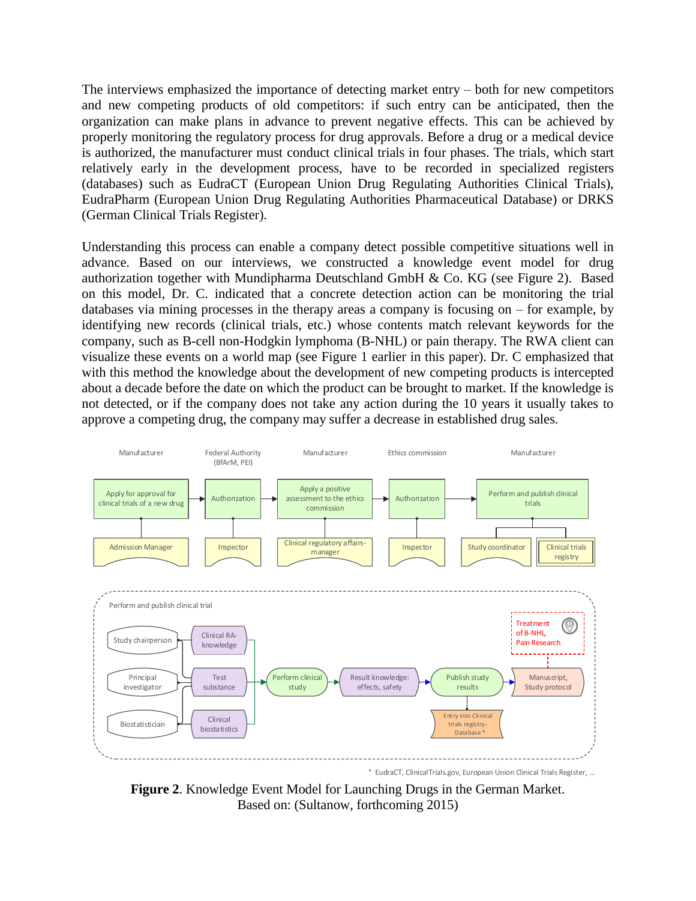The interviews emphasized the importance of detecting market entry – both for new competitors and new competing products of old competitors: if such entry can be anticipated, then the organization can make plans in advance to prevent negative effects. This can be achieved by properly monitoring the regulatory process for drug approvals. Before a drug or a medical device is authorized, the manufacturer must conduct clinical trials in four phases. The trials, which start relatively early in the development process, have to be recorded in specialized registers (databases) such as EudraCT (European Union Drug Regulating Authorities Clinical Trials), EudraPharm (European Union Drug Regulating Authorities Pharmaceutical Database) or DRKS (German Clinical Trials Register).

Understanding this process can enable a company detect possible competitive situations well in advance. Based on our interviews, we constructed a knowledge event model for drug authorization together with Mundipharma Deutschland GmbH & Co. KG (see Figure 2). Based on this model, Dr. C. indicated that a concrete detection action can be monitoring the trial databases via mining processes in the therapy areas a company is focusing on – for example, by identifying new records (clinical trials, etc.) whose contents match relevant keywords for the company, such as B-cell non-Hodgkin lymphoma (B-NHL) or pain therapy. The RWA client can visualize these events on a world map (see Figure 1 earlier in this paper). Dr. C emphasized that with this method the knowledge about the development of new competing products is intercepted about a decade before the date on which the product can be brought to market. If the knowledge is not detected, or if the company does not take any action during the 10 years it usually takes to approve a competing drug, the company may suffer a decrease in established drug sales.

**Figure 2**. Knowledge Event Model for Launching Drugs in the German Market.
Based on: (Sultanow, forthcoming 2015)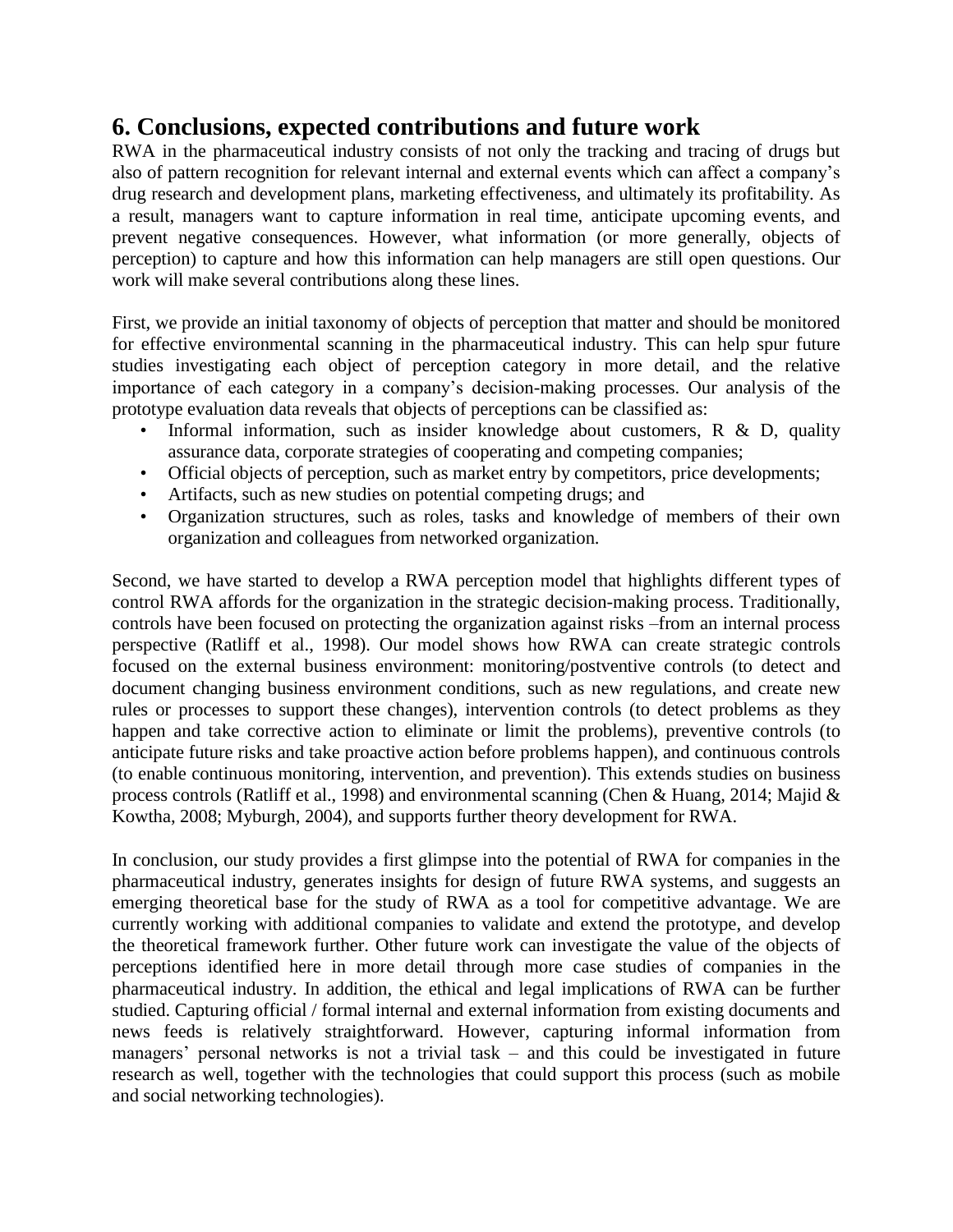## 6. Conclusions, expected contributions and future work

RWA in the pharmaceutical industry consists of not only the tracking and tracing of drugs but also of pattern recognition for relevant internal and external events which can affect a company's drug research and development plans, marketing effectiveness, and ultimately its profitability. As a result, managers want to capture information in real time, anticipate upcoming events, and prevent negative consequences. However, what information (or more generally, objects of perception) to capture and how this information can help managers are still open questions. Our work will make several contributions along these lines.

First, we provide an initial taxonomy of objects of perception that matter and should be monitored for effective environmental scanning in the pharmaceutical industry. This can help spur future studies investigating each object of perception category in more detail, and the relative importance of each category in a company's decision-making processes. Our analysis of the prototype evaluation data reveals that objects of perceptions can be classified as:

- Informal information, such as insider knowledge about customers, R & D, quality assurance data, corporate strategies of cooperating and competing companies;
- Official objects of perception, such as market entry by competitors, price developments;
- Artifacts, such as new studies on potential competing drugs; and
- Organization structures, such as roles, tasks and knowledge of members of their own organization and colleagues from networked organization.

Second, we have started to develop a RWA perception model that highlights different types of control RWA affords for the organization in the strategic decision-making process. Traditionally, controls have been focused on protecting the organization against risks –from an internal process perspective (Ratliff et al., 1998). Our model shows how RWA can create strategic controls focused on the external business environment: monitoring/postventive controls (to detect and document changing business environment conditions, such as new regulations, and create new rules or processes to support these changes), intervention controls (to detect problems as they happen and take corrective action to eliminate or limit the problems), preventive controls (to anticipate future risks and take proactive action before problems happen), and continuous controls (to enable continuous monitoring, intervention, and prevention). This extends studies on business process controls (Ratliff et al., 1998) and environmental scanning (Chen & Huang, 2014; Majid & Kowtha, 2008; Myburgh, 2004), and supports further theory development for RWA.

In conclusion, our study provides a first glimpse into the potential of RWA for companies in the pharmaceutical industry, generates insights for design of future RWA systems, and suggests an emerging theoretical base for the study of RWA as a tool for competitive advantage. We are currently working with additional companies to validate and extend the prototype, and develop the theoretical framework further. Other future work can investigate the value of the objects of perceptions identified here in more detail through more case studies of companies in the pharmaceutical industry. In addition, the ethical and legal implications of RWA can be further studied. Capturing official / formal internal and external information from existing documents and news feeds is relatively straightforward. However, capturing informal information from managers' personal networks is not a trivial task – and this could be investigated in future research as well, together with the technologies that could support this process (such as mobile and social networking technologies).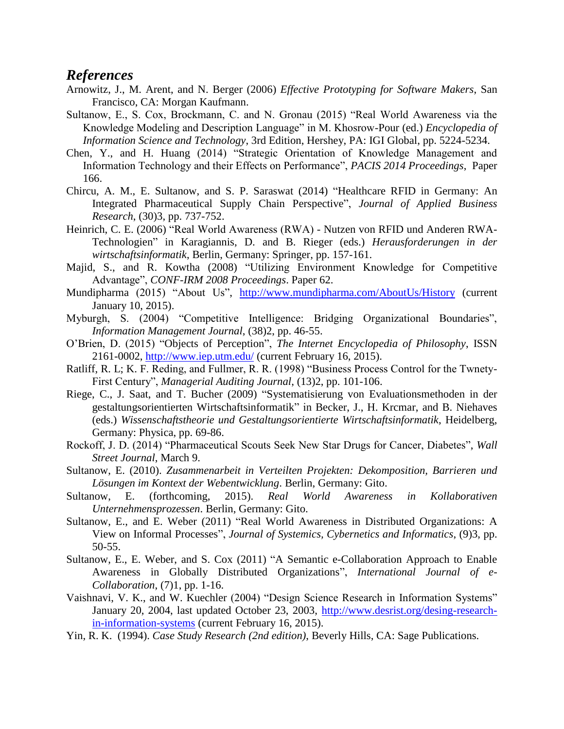## *References*

Arnowitz, J., M. Arent, and N. Berger (2006) *Effective Prototyping for Software Makers*, San Francisco, CA: Morgan Kaufmann.

Sultanow, E., S. Cox, Brockmann, C. and N. Gronau (2015) "Real World Awareness via the Knowledge Modeling and Description Language" in M. Khosrow-Pour (ed.) *Encyclopedia of Information Science and Technology*, 3rd Edition, Hershey, PA: IGI Global, pp. 5224-5234.

Chen, Y., and H. Huang (2014) "Strategic Orientation of Knowledge Management and Information Technology and their Effects on Performance", *PACIS 2014 Proceedings*, Paper 166.

Chircu, A. M., E. Sultanow, and S. P. Saraswat (2014) "Healthcare RFID in Germany: An Integrated Pharmaceutical Supply Chain Perspective", *Journal of Applied Business Research*, (30)3, pp. 737-752.

Heinrich, C. E. (2006) "Real World Awareness (RWA) - Nutzen von RFID und Anderen RWA-Technologien" in Karagiannis, D. and B. Rieger (eds.) *Herausforderungen in der wirtschaftsinformatik*, Berlin, Germany: Springer, pp. 157-161.

Majid, S., and R. Kowtha (2008) "Utilizing Environment Knowledge for Competitive Advantage", *CONF-IRM 2008 Proceedings*. Paper 62.

Mundipharma (2015) "About Us", http://www.mundipharma.com/AboutUs/History (current January 10, 2015).

Myburgh, S. (2004) "Competitive Intelligence: Bridging Organizational Boundaries", *Information Management Journal*, (38)2, pp. 46-55.

O'Brien, D. (2015) "Objects of Perception", *The Internet Encyclopedia of Philosophy*, ISSN 2161-0002, http://www.iep.utm.edu/ (current February 16, 2015).

Ratliff, R. L; K. F. Reding, and Fullmer, R. R. (1998) "Business Process Control for the Twnety-First Century", *Managerial Auditing Journal*, (13)2, pp. 101-106.

Riege, C., J. Saat, and T. Bucher (2009) "Systematisierung von Evaluationsmethoden in der gestaltungsorientierten Wirtschaftsinformatik" in Becker, J., H. Krcmar, and B. Niehaves (eds.) *Wissenschaftstheorie und Gestaltungsorientierte Wirtschaftsinformatik*, Heidelberg, Germany: Physica, pp. 69-86.

Rockoff, J. D. (2014) "Pharmaceutical Scouts Seek New Star Drugs for Cancer, Diabetes", *Wall Street Journal*, March 9.

Sultanow, E. (2010). *Zusammenarbeit in Verteilten Projekten: Dekomposition, Barrieren und Lösungen im Kontext der Webentwicklung*. Berlin, Germany: Gito.

Sultanow, E. (forthcoming, 2015). *Real World Awareness in Kollaborativen Unternehmensprozessen*. Berlin, Germany: Gito.

Sultanow, E., and E. Weber (2011) "Real World Awareness in Distributed Organizations: A View on Informal Processes", *Journal of Systemics, Cybernetics and Informatics*, (9)3, pp. 50-55.

Sultanow, E., E. Weber, and S. Cox (2011) "A Semantic e-Collaboration Approach to Enable Awareness in Globally Distributed Organizations", *International Journal of e-Collaboration*, (7)1, pp. 1-16.

Vaishnavi, V. K., and W. Kuechler (2004) "Design Science Research in Information Systems" January 20, 2004, last updated October 23, 2003, http://www.desrist.org/desing-research-in-information-systems (current February 16, 2015).

Yin, R. K. (1994). *Case Study Research (2nd edition)*, Beverly Hills, CA: Sage Publications.